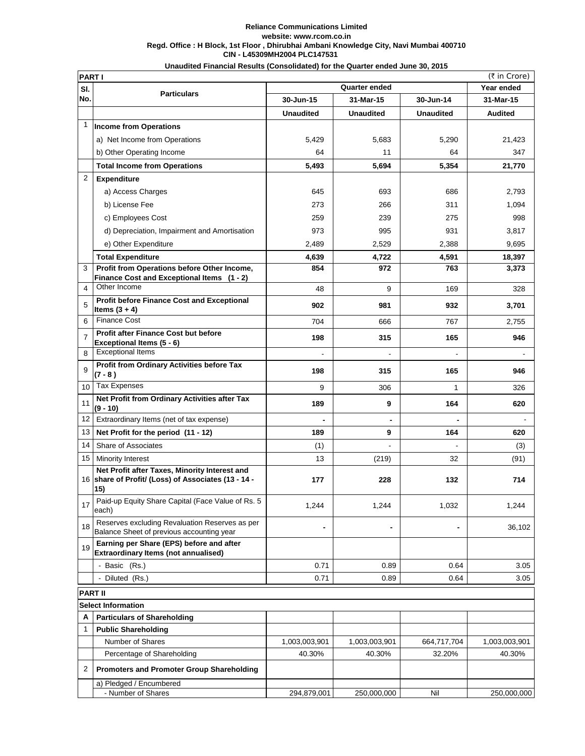**Reliance Communications Limited**
**website: www.rcom.co.in**
**Regd. Office : H Block, 1st Floor , Dhirubhai Ambani Knowledge City, Navi Mumbai 400710**
**CIN - L45309MH2004 PLC147531**

**Unaudited Financial Results (Consolidated) for the Quarter ended June 30, 2015**

| **PART I** | | | | | (₹ in Crore) |
|---|---|---|---|---|---|
| **Sl. No.** | **Particulars** | **Quarter ended** | | | **Year ended** |
| | | **30-Jun-15** | **31-Mar-15** | **30-Jun-14** | **31-Mar-15** |
| | | **Unaudited** | **Unaudited** | **Unaudited** | **Audited** |
| 1 | **Income from Operations** | | | | |
| | a) Net Income from Operations | 5,429 | 5,683 | 5,290 | 21,423 |
| | b) Other Operating Income | 64 | 11 | 64 | 347 |
| | **Total Income from Operations** | **5,493** | **5,694** | **5,354** | **21,770** |
| 2 | **Expenditure** | | | | |
| | a) Access Charges | 645 | 693 | 686 | 2,793 |
| | b) License Fee | 273 | 266 | 311 | 1,094 |
| | c) Employees Cost | 259 | 239 | 275 | 998 |
| | d) Depreciation, Impairment and Amortisation | 973 | 995 | 931 | 3,817 |
| | e) Other Expenditure | 2,489 | 2,529 | 2,388 | 9,695 |
| | **Total Expenditure** | **4,639** | **4,722** | **4,591** | **18,397** |
| 3 | **Profit from Operations before Other Income, Finance Cost and Exceptional Items (1 - 2)** | **854** | **972** | **763** | **3,373** |
| 4 | Other Income | 48 | 9 | 169 | 328 |
| 5 | **Profit before Finance Cost and Exceptional Items (3 + 4)** | **902** | **981** | **932** | **3,701** |
| 6 | Finance Cost | 704 | 666 | 767 | 2,755 |
| 7 | **Profit after Finance Cost but before Exceptional Items (5 - 6)** | **198** | **315** | **165** | **946** |
| 8 | Exceptional Items | - | - | - | - |
| 9 | **Profit from Ordinary Activities before Tax (7 - 8 )** | **198** | **315** | **165** | **946** |
| 10 | Tax Expenses | 9 | 306 | 1 | 326 |
| 11 | **Net Profit from Ordinary Activities after Tax (9 - 10)** | **189** | **9** | **164** | **620** |
| 12 | Extraordinary Items (net of tax expense) | **-** | **-** | **-** | - |
| 13 | **Net Profit for the period (11 - 12)** | **189** | **9** | **164** | **620** |
| 14 | Share of Associates | (1) | - | - | (3) |
| 15 | Minority Interest | 13 | (219) | 32 | (91) |
| 16 | **Net Profit after Taxes, Minority Interest and share of Profit/ (Loss) of Associates (13 - 14 - 15)** | **177** | **228** | **132** | **714** |
| 17 | Paid-up Equity Share Capital (Face Value of Rs. 5 each) | 1,244 | 1,244 | 1,032 | 1,244 |
| 18 | Reserves excluding Revaluation Reserves as per Balance Sheet of previous accounting year | **-** | **-** | **-** | 36,102 |
| 19 | **Earning per Share (EPS) before and after Extraordinary Items (not annualised)** | | | | |
| | - Basic (Rs.) | 0.71 | 0.89 | 0.64 | 3.05 |
| | - Diluted (Rs.) | 0.71 | 0.89 | 0.64 | 3.05 |
| **PART II** | | | | | |
| **Select Information** | | | | | |
| **A** | **Particulars of Shareholding** | | | | |
| 1 | **Public Shareholding** | | | | |
| | Number of Shares | 1,003,003,901 | 1,003,003,901 | 664,717,704 | 1,003,003,901 |
| | Percentage of Shareholding | 40.30% | 40.30% | 32.20% | 40.30% |
| 2 | **Promoters and Promoter Group Shareholding** | | | | |
| | a) Pledged / Encumbered | | | | |
| | - Number of Shares | 294,879,001 | 250,000,000 | Nil | 250,000,000 |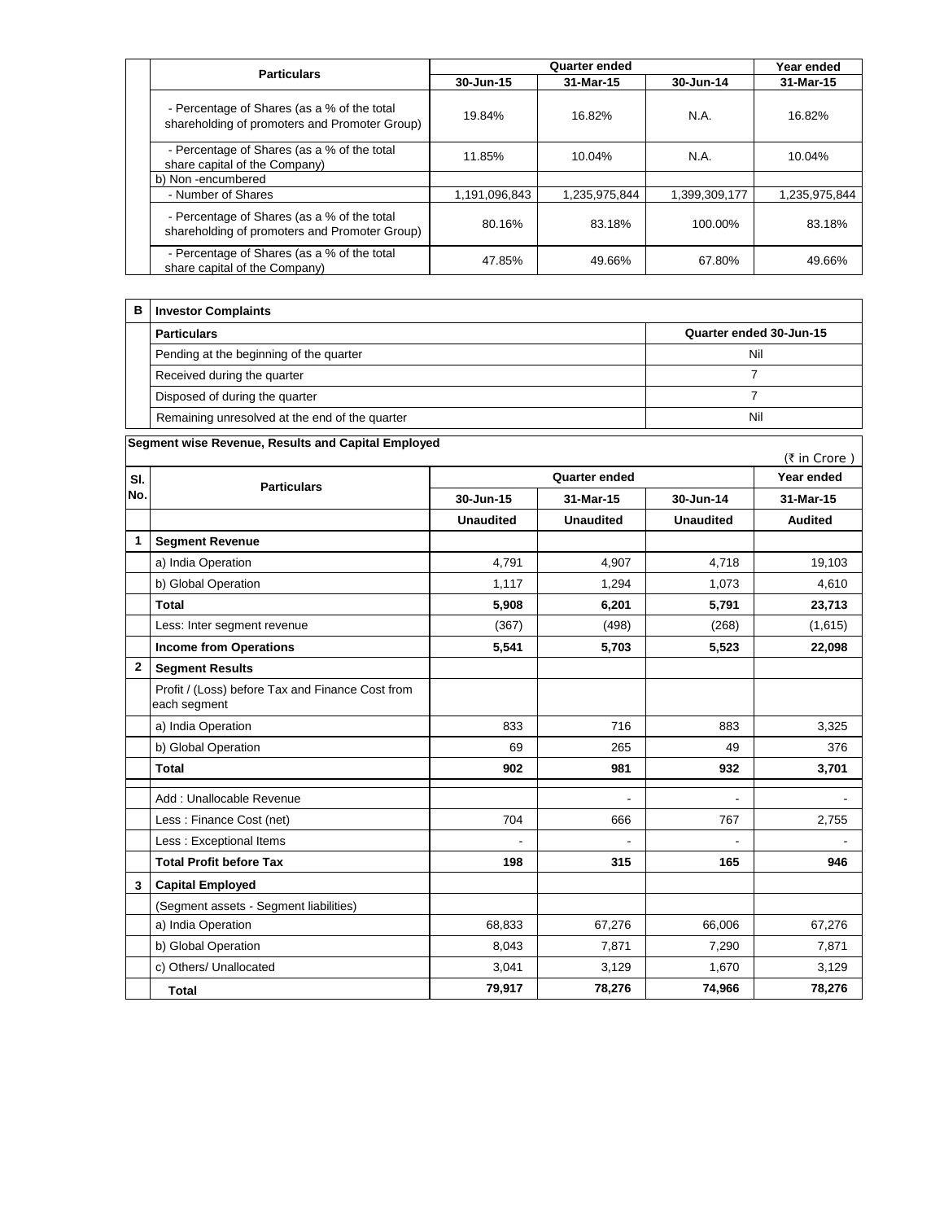| | Particulars | Quarter ended | | | Year ended |
|---|---|---|---|---|---|
| | | 30-Jun-15 | 31-Mar-15 | 30-Jun-14 | 31-Mar-15 |
| | - Percentage of Shares (as a % of the total shareholding of promoters and Promoter Group) | 19.84% | 16.82% | N.A. | 16.82% |
| | - Percentage of Shares (as a % of the total share capital of the Company) | 11.85% | 10.04% | N.A. | 10.04% |
| | b) Non -encumbered | | | | |
| | - Number of Shares | 1,191,096,843 | 1,235,975,844 | 1,399,309,177 | 1,235,975,844 |
| | - Percentage of Shares (as a % of the total shareholding of promoters and Promoter Group) | 80.16% | 83.18% | 100.00% | 83.18% |
| | - Percentage of Shares (as a % of the total share capital of the Company) | 47.85% | 49.66% | 67.80% | 49.66% |

| B | Investor Complaints | |
|---|---|---|
| | **Particulars** | **Quarter ended 30-Jun-15** |
| | Pending at the beginning of the quarter | Nil |
| | Received during the quarter | 7 |
| | Disposed of during the quarter | 7 |
| | Remaining unresolved at the end of the quarter | Nil |

**Segment wise Revenue, Results and Capital Employed**

(₹ in Crore )

| Sl. No. | Particulars | Quarter ended | | | Year ended |
|---|---|---|---|---|---|
| | | 30-Jun-15 | 31-Mar-15 | 30-Jun-14 | 31-Mar-15 |
| | | **Unaudited** | **Unaudited** | **Unaudited** | **Audited** |
| **1** | **Segment Revenue** | | | | |
| | a) India Operation | 4,791 | 4,907 | 4,718 | 19,103 |
| | b) Global Operation | 1,117 | 1,294 | 1,073 | 4,610 |
| | **Total** | **5,908** | **6,201** | **5,791** | **23,713** |
| | Less: Inter segment revenue | (367) | (498) | (268) | (1,615) |
| | **Income from Operations** | **5,541** | **5,703** | **5,523** | **22,098** |
| **2** | **Segment Results** | | | | |
| | Profit / (Loss) before Tax and Finance Cost from each segment | | | | |
| | a) India Operation | 833 | 716 | 883 | 3,325 |
| | b) Global Operation | 69 | 265 | 49 | 376 |
| | **Total** | **902** | **981** | **932** | **3,701** |
| | Add : Unallocable Revenue | | - | - | - |
| | Less : Finance Cost (net) | 704 | 666 | 767 | 2,755 |
| | Less : Exceptional Items | - | - | - | - |
| | **Total Profit before Tax** | **198** | **315** | **165** | **946** |
| **3** | **Capital Employed** | | | | |
| | (Segment assets - Segment liabilities) | | | | |
| | a) India Operation | 68,833 | 67,276 | 66,006 | 67,276 |
| | b) Global Operation | 8,043 | 7,871 | 7,290 | 7,871 |
| | c) Others/ Unallocated | 3,041 | 3,129 | 1,670 | 3,129 |
| | **Total** | **79,917** | **78,276** | **74,966** | **78,276** |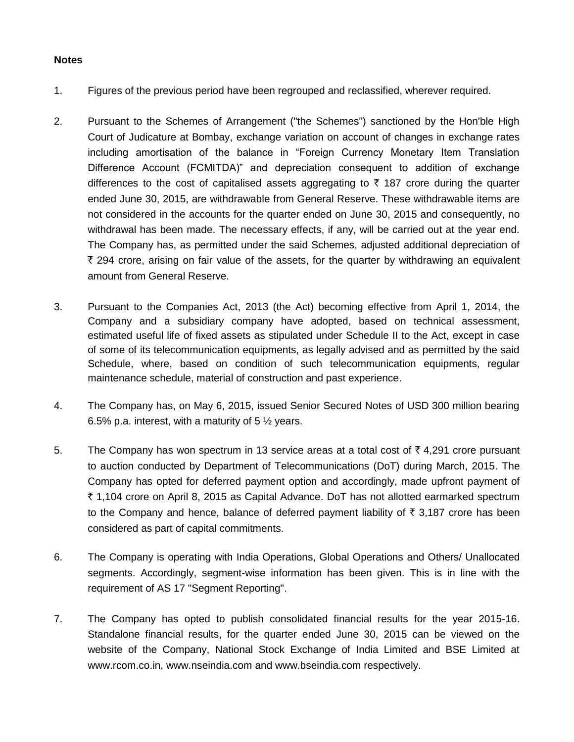**Notes**

1. Figures of the previous period have been regrouped and reclassified, wherever required.

2. Pursuant to the Schemes of Arrangement ("the Schemes") sanctioned by the Hon'ble High Court of Judicature at Bombay, exchange variation on account of changes in exchange rates including amortisation of the balance in "Foreign Currency Monetary Item Translation Difference Account (FCMITDA)" and depreciation consequent to addition of exchange differences to the cost of capitalised assets aggregating to ₹ 187 crore during the quarter ended June 30, 2015, are withdrawable from General Reserve. These withdrawable items are not considered in the accounts for the quarter ended on June 30, 2015 and consequently, no withdrawal has been made. The necessary effects, if any, will be carried out at the year end. The Company has, as permitted under the said Schemes, adjusted additional depreciation of ₹ 294 crore, arising on fair value of the assets, for the quarter by withdrawing an equivalent amount from General Reserve.

3. Pursuant to the Companies Act, 2013 (the Act) becoming effective from April 1, 2014, the Company and a subsidiary company have adopted, based on technical assessment, estimated useful life of fixed assets as stipulated under Schedule II to the Act, except in case of some of its telecommunication equipments, as legally advised and as permitted by the said Schedule, where, based on condition of such telecommunication equipments, regular maintenance schedule, material of construction and past experience.

4. The Company has, on May 6, 2015, issued Senior Secured Notes of USD 300 million bearing 6.5% p.a. interest, with a maturity of 5 ½ years.

5. The Company has won spectrum in 13 service areas at a total cost of ₹ 4,291 crore pursuant to auction conducted by Department of Telecommunications (DoT) during March, 2015. The Company has opted for deferred payment option and accordingly, made upfront payment of ₹ 1,104 crore on April 8, 2015 as Capital Advance. DoT has not allotted earmarked spectrum to the Company and hence, balance of deferred payment liability of ₹ 3,187 crore has been considered as part of capital commitments.

6. The Company is operating with India Operations, Global Operations and Others/ Unallocated segments. Accordingly, segment-wise information has been given. This is in line with the requirement of AS 17 "Segment Reporting".

7. The Company has opted to publish consolidated financial results for the year 2015-16. Standalone financial results, for the quarter ended June 30, 2015 can be viewed on the website of the Company, National Stock Exchange of India Limited and BSE Limited at www.rcom.co.in, www.nseindia.com and www.bseindia.com respectively.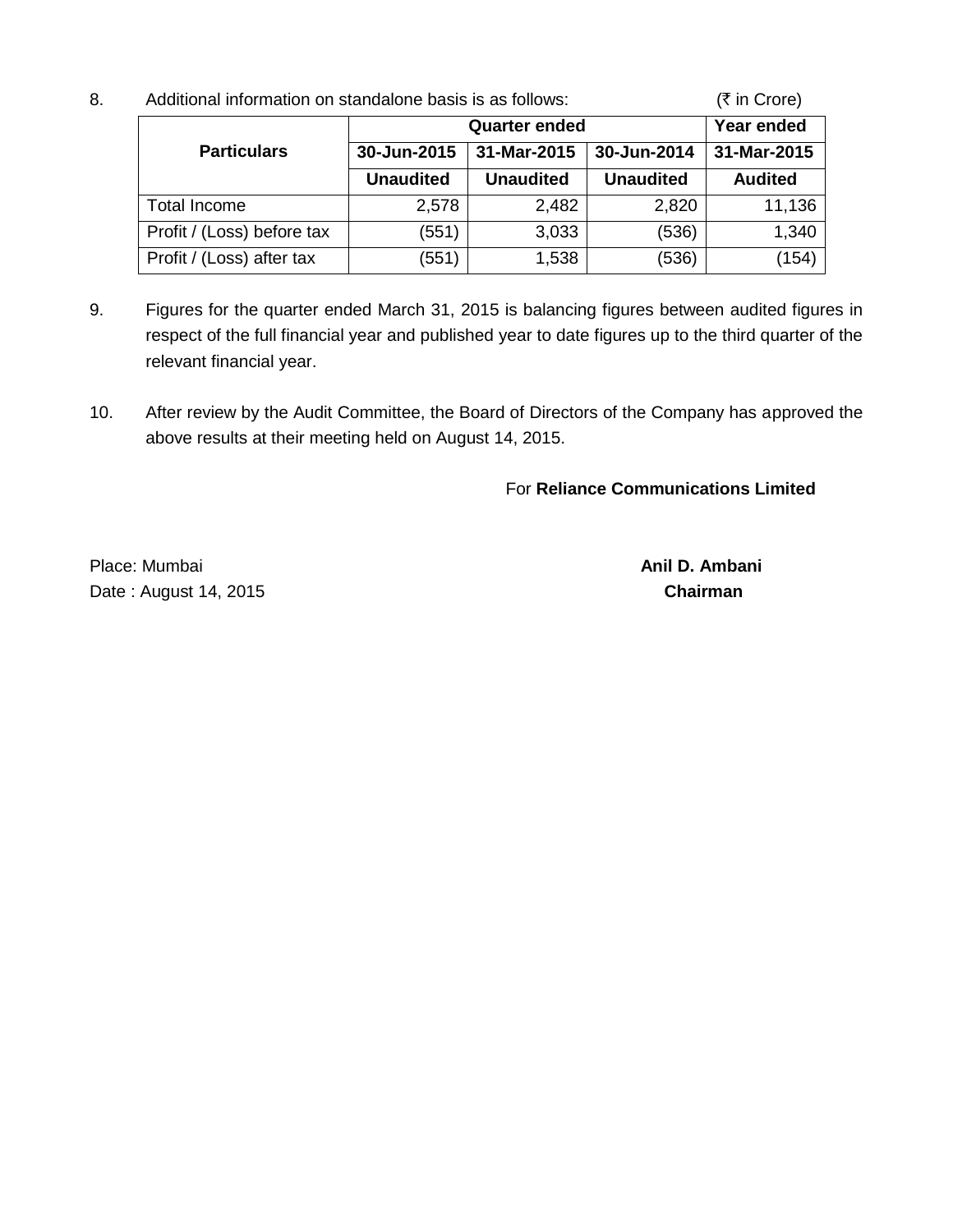8. Additional information on standalone basis is as follows: (₹ in Crore)

| Particulars | Quarter ended | | | Year ended |
|---|---|---|---|---|
| | 30-Jun-2015 | 31-Mar-2015 | 30-Jun-2014 | 31-Mar-2015 |
| | Unaudited | Unaudited | Unaudited | Audited |
| Total Income | 2,578 | 2,482 | 2,820 | 11,136 |
| Profit / (Loss) before tax | (551) | 3,033 | (536) | 1,340 |
| Profit / (Loss) after tax | (551) | 1,538 | (536) | (154) |

9. Figures for the quarter ended March 31, 2015 is balancing figures between audited figures in respect of the full financial year and published year to date figures up to the third quarter of the relevant financial year.

10. After review by the Audit Committee, the Board of Directors of the Company has approved the above results at their meeting held on August 14, 2015.

For **Reliance Communications Limited**

Place: Mumbai

Date : August 14, 2015

**Anil D. Ambani**

**Chairman**